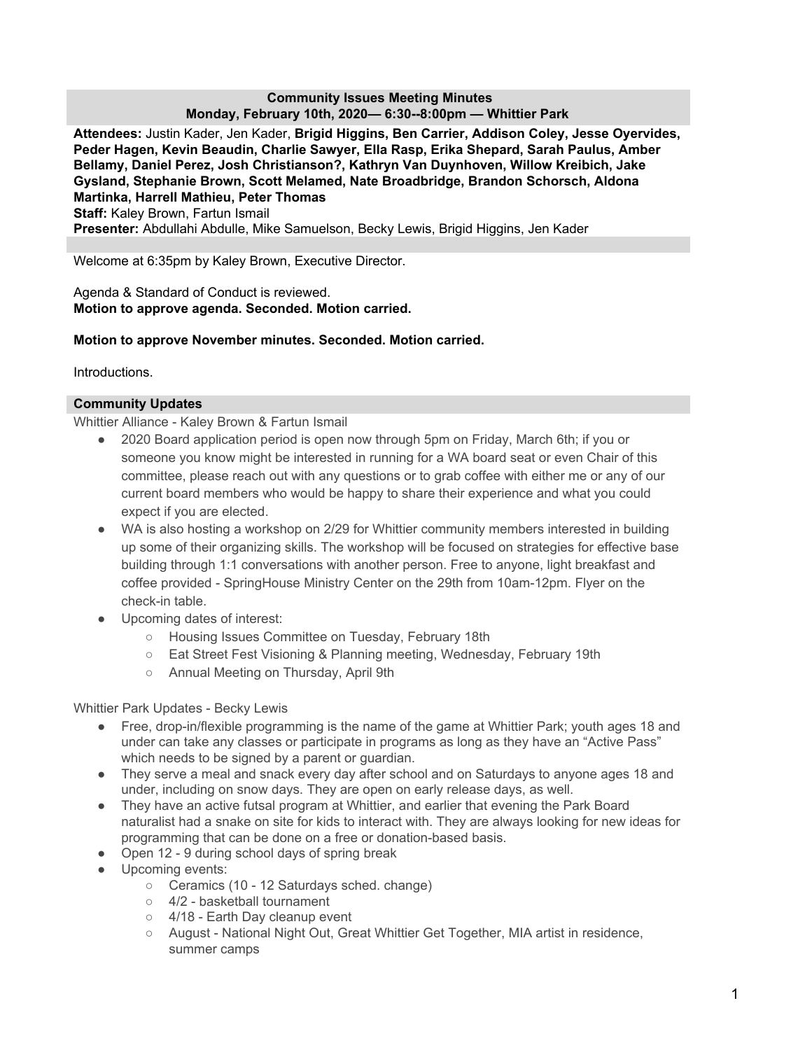**Community Issues Meeting Minutes**
**Monday, February 10th, 2020— 6:30--8:00pm — Whittier Park**

**Attendees:** Justin Kader, Jen Kader, **Brigid Higgins, Ben Carrier, Addison Coley, Jesse Oyervides, Peder Hagen, Kevin Beaudin, Charlie Sawyer, Ella Rasp, Erika Shepard, Sarah Paulus, Amber Bellamy, Daniel Perez, Josh Christianson?, Kathryn Van Duynhoven, Willow Kreibich, Jake Gysland, Stephanie Brown, Scott Melamed, Nate Broadbridge, Brandon Schorsch, Aldona Martinka, Harrell Mathieu, Peter Thomas**
**Staff:** Kaley Brown, Fartun Ismail
**Presenter:** Abdullahi Abdulle, Mike Samuelson, Becky Lewis, Brigid Higgins, Jen Kader

Welcome at 6:35pm by Kaley Brown, Executive Director.

Agenda & Standard of Conduct is reviewed.
**Motion to approve agenda. Seconded. Motion carried.**

**Motion to approve November minutes. Seconded. Motion carried.**

Introductions.

## Community Updates

Whittier Alliance - Kaley Brown & Fartun Ismail

- 2020 Board application period is open now through 5pm on Friday, March 6th; if you or someone you know might be interested in running for a WA board seat or even Chair of this committee, please reach out with any questions or to grab coffee with either me or any of our current board members who would be happy to share their experience and what you could expect if you are elected.
- WA is also hosting a workshop on 2/29 for Whittier community members interested in building up some of their organizing skills. The workshop will be focused on strategies for effective base building through 1:1 conversations with another person. Free to anyone, light breakfast and coffee provided - SpringHouse Ministry Center on the 29th from 10am-12pm. Flyer on the check-in table.
- Upcoming dates of interest:
  - Housing Issues Committee on Tuesday, February 18th
  - Eat Street Fest Visioning & Planning meeting, Wednesday, February 19th
  - Annual Meeting on Thursday, April 9th

Whittier Park Updates - Becky Lewis

- Free, drop-in/flexible programming is the name of the game at Whittier Park; youth ages 18 and under can take any classes or participate in programs as long as they have an "Active Pass" which needs to be signed by a parent or guardian.
- They serve a meal and snack every day after school and on Saturdays to anyone ages 18 and under, including on snow days. They are open on early release days, as well.
- They have an active futsal program at Whittier, and earlier that evening the Park Board naturalist had a snake on site for kids to interact with. They are always looking for new ideas for programming that can be done on a free or donation-based basis.
- Open 12 - 9 during school days of spring break
- Upcoming events:
  - Ceramics (10 - 12 Saturdays sched. change)
  - 4/2 - basketball tournament
  - 4/18 - Earth Day cleanup event
  - August - National Night Out, Great Whittier Get Together, MIA artist in residence, summer camps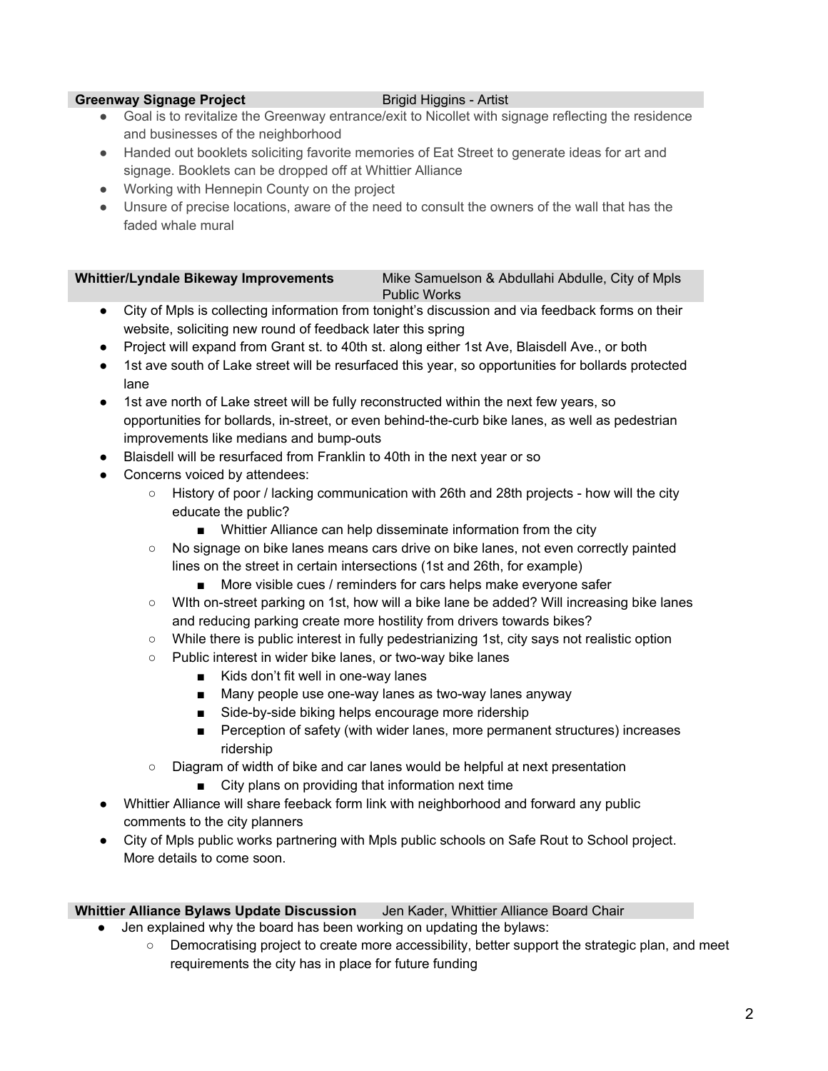**Greenway Signage Project** Brigid Higgins - Artist

- Goal is to revitalize the Greenway entrance/exit to Nicollet with signage reflecting the residence and businesses of the neighborhood
- Handed out booklets soliciting favorite memories of Eat Street to generate ideas for art and signage. Booklets can be dropped off at Whittier Alliance
- Working with Hennepin County on the project
- Unsure of precise locations, aware of the need to consult the owners of the wall that has the faded whale mural

**Whittier/Lyndale Bikeway Improvements** Mike Samuelson & Abdullahi Abdulle, City of Mpls Public Works

- City of Mpls is collecting information from tonight's discussion and via feedback forms on their website, soliciting new round of feedback later this spring
- Project will expand from Grant st. to 40th st. along either 1st Ave, Blaisdell Ave., or both
- 1st ave south of Lake street will be resurfaced this year, so opportunities for bollards protected lane
- 1st ave north of Lake street will be fully reconstructed within the next few years, so opportunities for bollards, in-street, or even behind-the-curb bike lanes, as well as pedestrian improvements like medians and bump-outs
- Blaisdell will be resurfaced from Franklin to 40th in the next year or so
- Concerns voiced by attendees:
  - History of poor / lacking communication with 26th and 28th projects - how will the city educate the public?
    - Whittier Alliance can help disseminate information from the city
  - No signage on bike lanes means cars drive on bike lanes, not even correctly painted lines on the street in certain intersections (1st and 26th, for example)
    - More visible cues / reminders for cars helps make everyone safer
  - WIth on-street parking on 1st, how will a bike lane be added? Will increasing bike lanes and reducing parking create more hostility from drivers towards bikes?
  - While there is public interest in fully pedestrianizing 1st, city says not realistic option
  - Public interest in wider bike lanes, or two-way bike lanes
    - Kids don't fit well in one-way lanes
    - Many people use one-way lanes as two-way lanes anyway
    - Side-by-side biking helps encourage more ridership
    - Perception of safety (with wider lanes, more permanent structures) increases ridership
  - Diagram of width of bike and car lanes would be helpful at next presentation
    - City plans on providing that information next time
- Whittier Alliance will share feeback form link with neighborhood and forward any public comments to the city planners
- City of Mpls public works partnering with Mpls public schools on Safe Rout to School project. More details to come soon.

**Whittier Alliance Bylaws Update Discussion** Jen Kader, Whittier Alliance Board Chair

- Jen explained why the board has been working on updating the bylaws:
  - Democratising project to create more accessibility, better support the strategic plan, and meet requirements the city has in place for future funding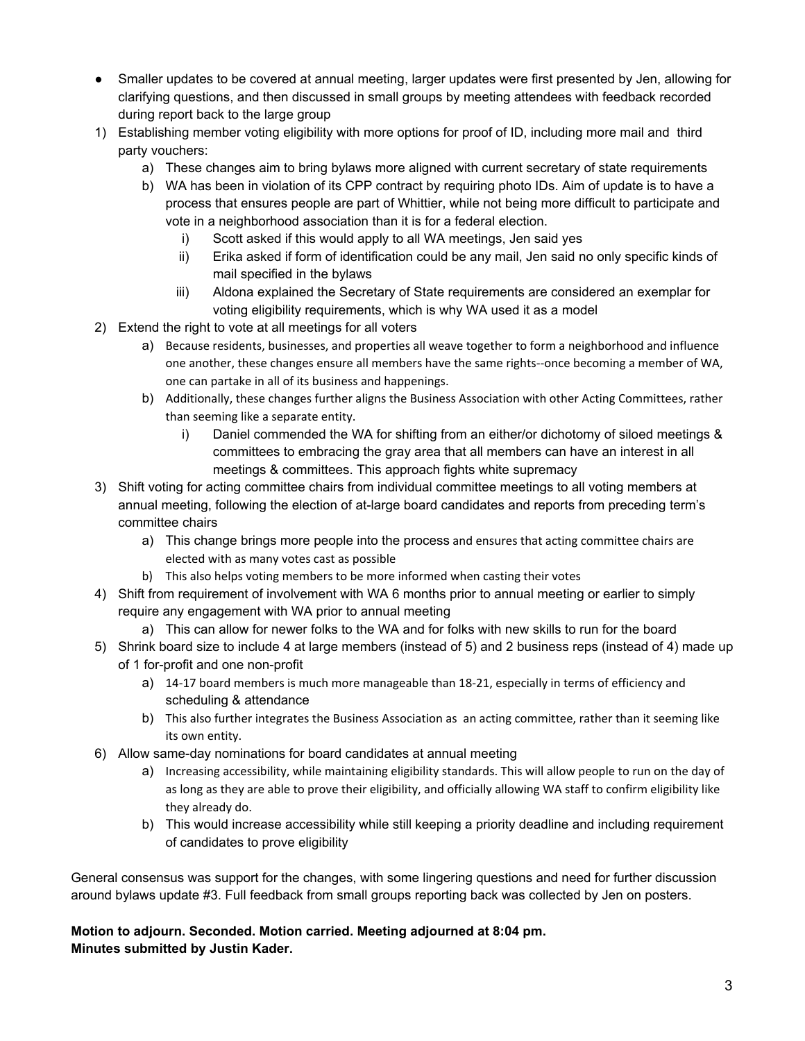- Smaller updates to be covered at annual meeting, larger updates were first presented by Jen, allowing for clarifying questions, and then discussed in small groups by meeting attendees with feedback recorded during report back to the large group

1) Establishing member voting eligibility with more options for proof of ID, including more mail and third party vouchers:
    a) These changes aim to bring bylaws more aligned with current secretary of state requirements
    b) WA has been in violation of its CPP contract by requiring photo IDs. Aim of update is to have a process that ensures people are part of Whittier, while not being more difficult to participate and vote in a neighborhood association than it is for a federal election.
        i) Scott asked if this would apply to all WA meetings, Jen said yes
        ii) Erika asked if form of identification could be any mail, Jen said no only specific kinds of mail specified in the bylaws
        iii) Aldona explained the Secretary of State requirements are considered an exemplar for voting eligibility requirements, which is why WA used it as a model
2) Extend the right to vote at all meetings for all voters
    a) Because residents, businesses, and properties all weave together to form a neighborhood and influence one another, these changes ensure all members have the same rights--once becoming a member of WA, one can partake in all of its business and happenings.
    b) Additionally, these changes further aligns the Business Association with other Acting Committees, rather than seeming like a separate entity.
        i) Daniel commended the WA for shifting from an either/or dichotomy of siloed meetings & committees to embracing the gray area that all members can have an interest in all meetings & committees. This approach fights white supremacy
3) Shift voting for acting committee chairs from individual committee meetings to all voting members at annual meeting, following the election of at-large board candidates and reports from preceding term's committee chairs
    a) This change brings more people into the process and ensures that acting committee chairs are elected with as many votes cast as possible
    b) This also helps voting members to be more informed when casting their votes
4) Shift from requirement of involvement with WA 6 months prior to annual meeting or earlier to simply require any engagement with WA prior to annual meeting
    a) This can allow for newer folks to the WA and for folks with new skills to run for the board
5) Shrink board size to include 4 at large members (instead of 5) and 2 business reps (instead of 4) made up of 1 for-profit and one non-profit
    a) 14-17 board members is much more manageable than 18-21, especially in terms of efficiency and scheduling & attendance
    b) This also further integrates the Business Association as an acting committee, rather than it seeming like its own entity.
6) Allow same-day nominations for board candidates at annual meeting
    a) Increasing accessibility, while maintaining eligibility standards. This will allow people to run on the day of as long as they are able to prove their eligibility, and officially allowing WA staff to confirm eligibility like they already do.
    b) This would increase accessibility while still keeping a priority deadline and including requirement of candidates to prove eligibility

General consensus was support for the changes, with some lingering questions and need for further discussion around bylaws update #3. Full feedback from small groups reporting back was collected by Jen on posters.

**Motion to adjourn. Seconded. Motion carried. Meeting adjourned at 8:04 pm.**
**Minutes submitted by Justin Kader.**